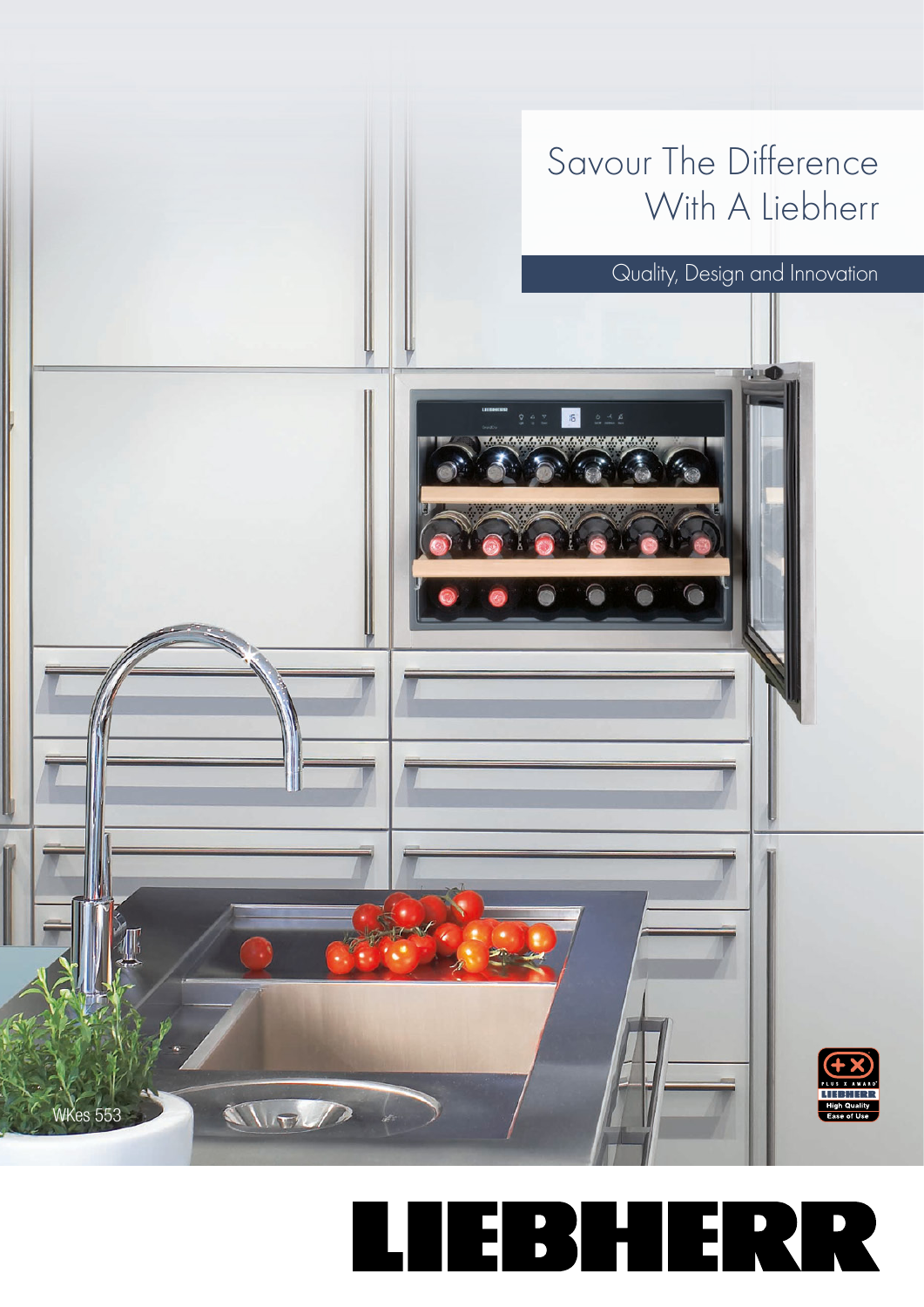# Savour The Difference With A Liebherr

## Quality, Design and Innovation

WKes 553

PLUS X AWARD
LIEBHERR
High Quality
Ease of Use

LIEBHERR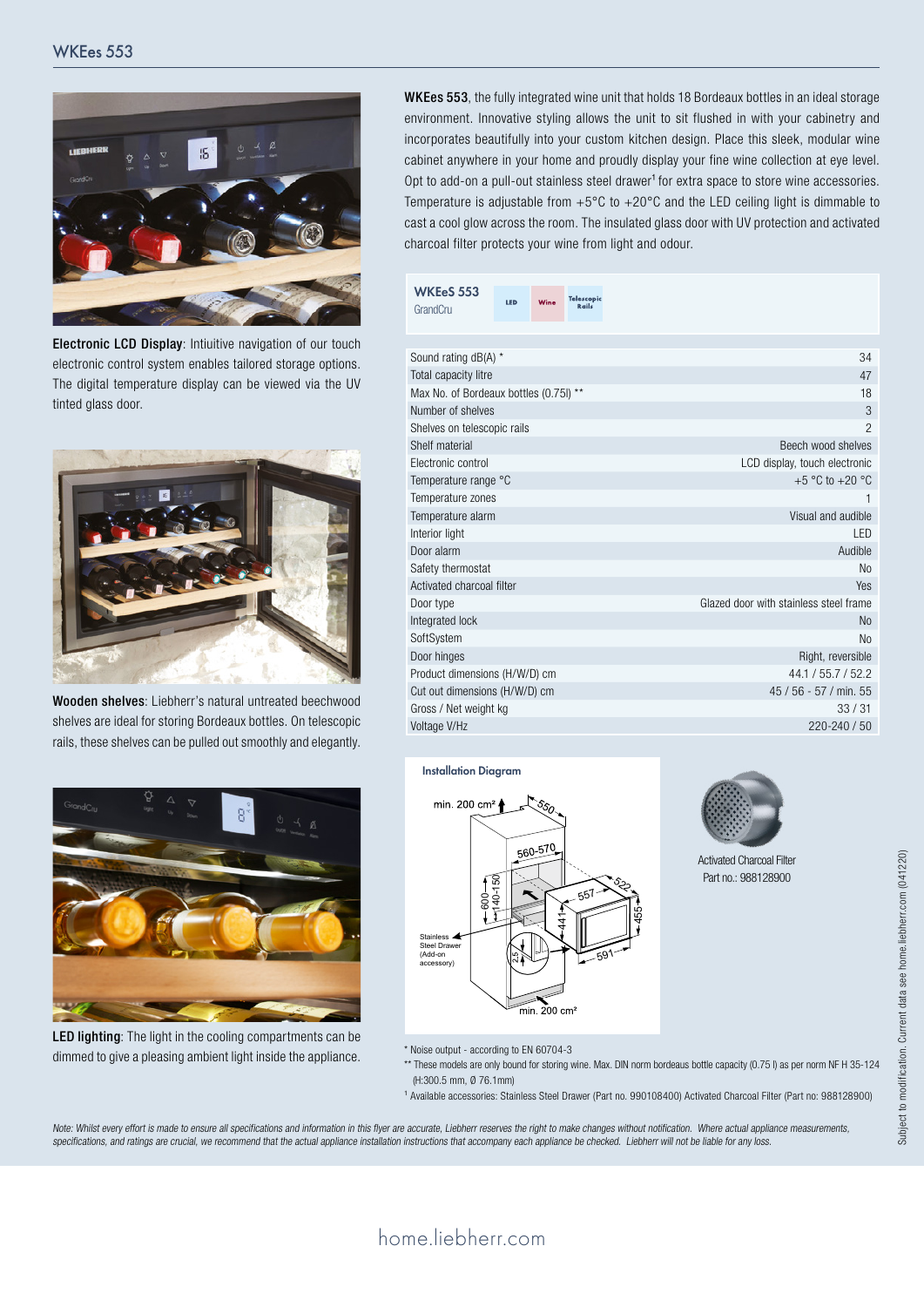## WKEes 553

**Electronic LCD Display**: Intuitive navigation of our touch electronic control system enables tailored storage options. The digital temperature display can be viewed via the UV tinted glass door.

**Wooden shelves**: Liebherr's natural untreated beechwood shelves are ideal for storing Bordeaux bottles. On telescopic rails, these shelves can be pulled out smoothly and elegantly.

**LED lighting**: The light in the cooling compartments can be dimmed to give a pleasing ambient light inside the appliance.

**WKEes 553**, the fully integrated wine unit that holds 18 Bordeaux bottles in an ideal storage environment. Innovative styling allows the unit to sit flushed in with your cabinetry and incorporates beautifully into your custom kitchen design. Place this sleek, modular wine cabinet anywhere in your home and proudly display your fine wine collection at eye level. Opt to add-on a pull-out stainless steel drawer[1] for extra space to store wine accessories. Temperature is adjustable from +5°C to +20°C and the LED ceiling light is dimmable to cast a cool glow across the room. The insulated glass door with UV protection and activated charcoal filter protects your wine from light and odour.

**WKEeS 553**
GrandCru

LED | Wine | Telescopic Rails

| | |
|---|---|
| Sound rating dB(A) * | 34 |
| Total capacity litre | 47 |
| Max No. of Bordeaux bottles (0.75l) ** | 18 |
| Number of shelves | 3 |
| Shelves on telescopic rails | 2 |
| Shelf material | Beech wood shelves |
| Electronic control | LCD display, touch electronic |
| Temperature range °C | +5 °C to +20 °C |
| Temperature zones | 1 |
| Temperature alarm | Visual and audible |
| Interior light | LED |
| Door alarm | Audible |
| Safety thermostat | No |
| Activated charcoal filter | Yes |
| Door type | Glazed door with stainless steel frame |
| Integrated lock | No |
| SoftSystem | No |
| Door hinges | Right, reversible |
| Product dimensions (H/W/D) cm | 44.1 / 55.7 / 52.2 |
| Cut out dimensions (H/W/D) cm | 45 / 56 - 57 / min. 55 |
| Gross / Net weight kg | 33 / 31 |
| Voltage V/Hz | 220-240 / 50 |

**Installation Diagram**

min. 200 cm²
550
560-570
600-1140-150
557
522
441
455
591
25
Stainless Steel Drawer (Add-on accessory)
min. 200 cm²

Activated Charcoal Filter
Part no.: 988128900

\* Noise output - according to EN 60704-3

\*\* These models are only bound for storing wine. Max. DIN norm bordeaus bottle capacity (0.75 l) as per norm NF H 35-124 (H:300.5 mm, Ø 76.1mm)

[1] Available accessories: Stainless Steel Drawer (Part no. 990108400) Activated Charcoal Filter (Part no: 988128900)

*Note: Whilst every effort is made to ensure all specifications and information in this flyer are accurate, Liebherr reserves the right to make changes without notification. Where actual appliance measurements, specifications, and ratings are crucial, we recommend that the actual appliance installation instructions that accompany each appliance be checked. Liebherr will not be liable for any loss.*

Subject to modification. Current data see home.liebherr.com (041220)

home.liebherr.com